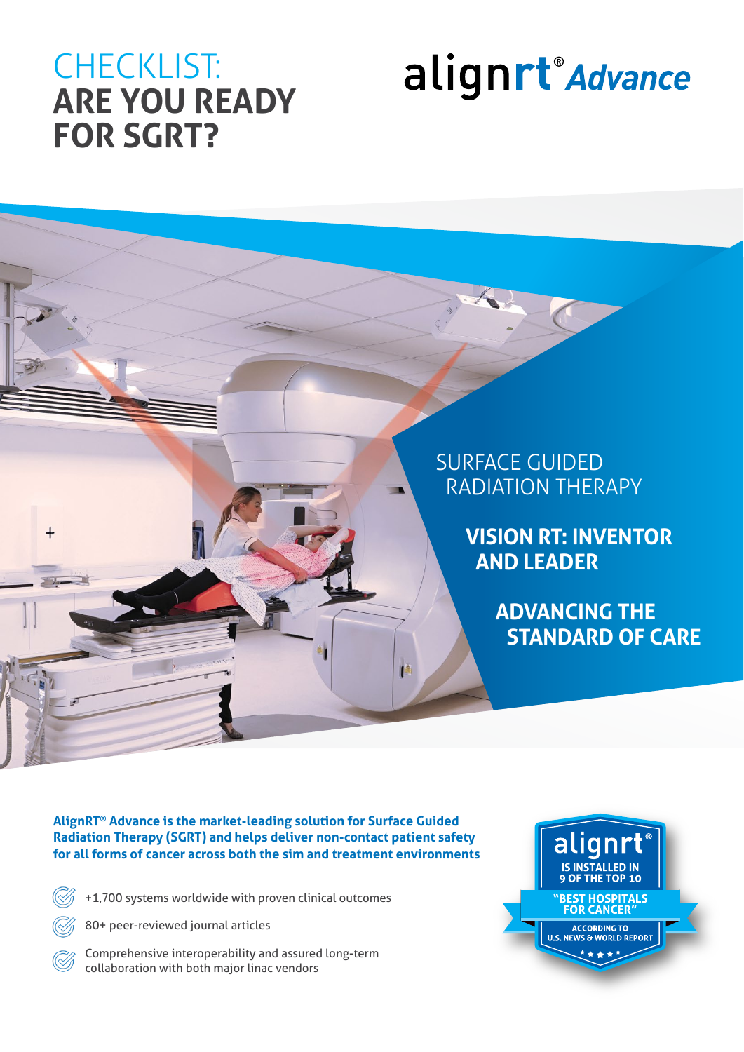# CHECKLIST: ARE YOU READY FOR SGRT?

alignrt® *Advance*

SURFACE GUIDED RADIATION THERAPY

**VISION RT: INVENTOR AND LEADER**

**ADVANCING THE STANDARD OF CARE**

**AlignRT® Advance is the market-leading solution for Surface Guided Radiation Therapy (SGRT) and helps deliver non-contact patient safety for all forms of cancer across both the sim and treatment environments**

- +1,700 systems worldwide with proven clinical outcomes
- 80+ peer-reviewed journal articles
- Comprehensive interoperability and assured long-term collaboration with both major linac vendors

alignrt® IS INSTALLED IN 9 OF THE TOP 10 "BEST HOSPITALS FOR CANCER" ACCORDING TO U.S. NEWS & WORLD REPORT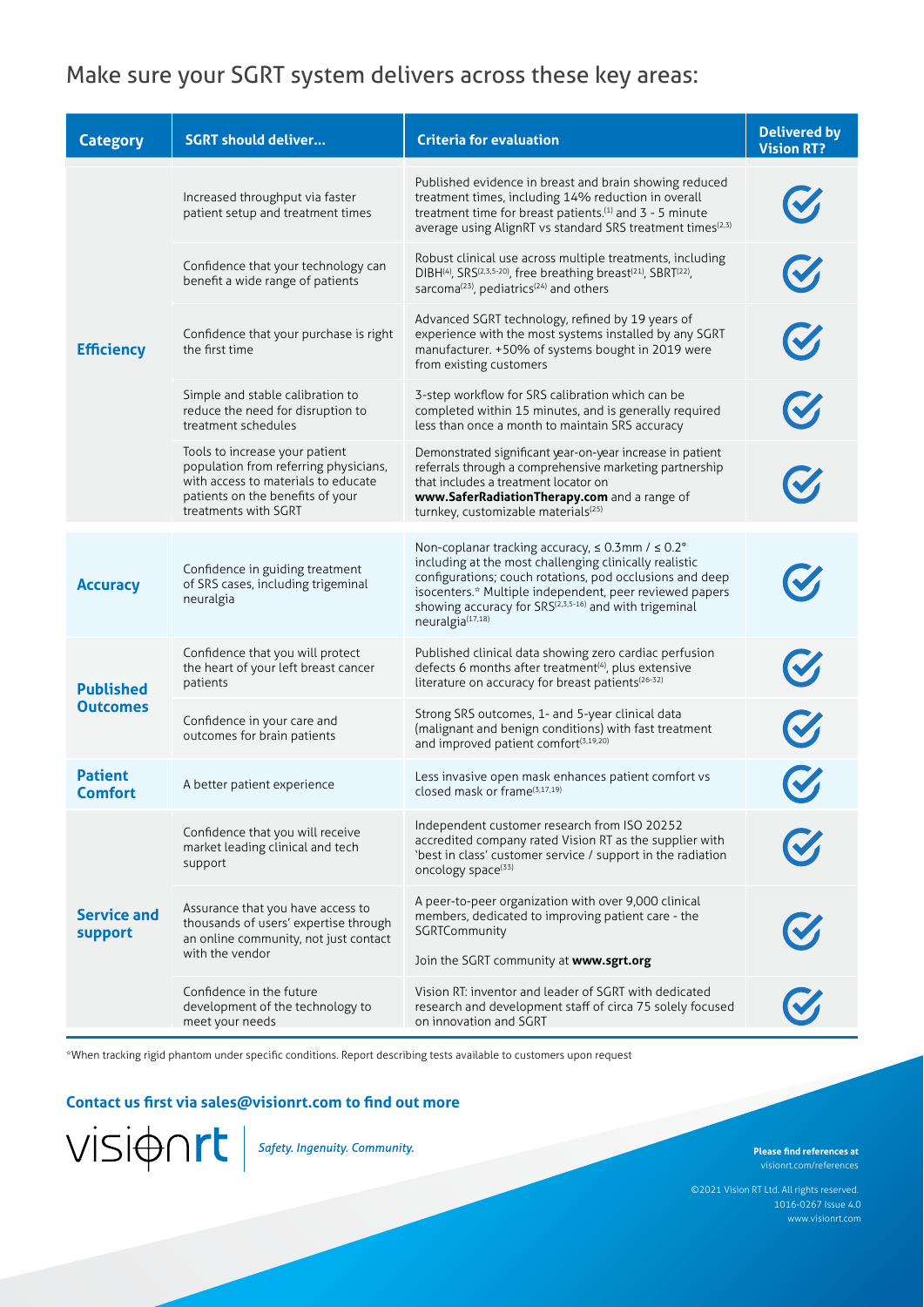## Make sure your SGRT system delivers across these key areas:

| Category | SGRT should deliver... | Criteria for evaluation | Delivered by Vision RT? |
|---|---|---|---|
| **Efficiency** | Increased throughput via faster patient setup and treatment times | Published evidence in breast and brain showing reduced treatment times, including 14% reduction in overall treatment time for breast patients.[1] and 3 - 5 minute average using AlignRT vs standard SRS treatment times[2,3] | ✓ |
| | Confidence that your technology can benefit a wide range of patients | Robust clinical use across multiple treatments, including DIBH[4], SRS[2,3,5-20], free breathing breast[21], SBRT[22], sarcoma[23], pediatrics[24] and others | ✓ |
| | Confidence that your purchase is right the first time | Advanced SGRT technology, refined by 19 years of experience with the most systems installed by any SGRT manufacturer. +50% of systems bought in 2019 were from existing customers | ✓ |
| | Simple and stable calibration to reduce the need for disruption to treatment schedules | 3-step workflow for SRS calibration which can be completed within 15 minutes, and is generally required less than once a month to maintain SRS accuracy | ✓ |
| | Tools to increase your patient population from referring physicians, with access to materials to educate patients on the benefits of your treatments with SGRT | Demonstrated significant year-on-year increase in patient referrals through a comprehensive marketing partnership that includes a treatment locator on **www.SaferRadiationTherapy.com** and a range of turnkey, customizable materials[25] | ✓ |
| **Accuracy** | Confidence in guiding treatment of SRS cases, including trigeminal neuralgia | Non-coplanar tracking accuracy, ≤ 0.3mm / ≤ 0.2° including at the most challenging clinically realistic configurations; couch rotations, pod occlusions and deep isocenters.* Multiple independent, peer reviewed papers showing accuracy for SRS[2,3,5-16] and with trigeminal neuralgia[17,18] | ✓ |
| **Published Outcomes** | Confidence that you will protect the heart of your left breast cancer patients | Published clinical data showing zero cardiac perfusion defects 6 months after treatment[4], plus extensive literature on accuracy for breast patients[26-32] | ✓ |
| | Confidence in your care and outcomes for brain patients | Strong SRS outcomes, 1- and 5-year clinical data (malignant and benign conditions) with fast treatment and improved patient comfort[3,19,20] | ✓ |
| **Patient Comfort** | A better patient experience | Less invasive open mask enhances patient comfort vs closed mask or frame[3,17,19] | ✓ |
| **Service and support** | Confidence that you will receive market leading clinical and tech support | Independent customer research from ISO 20252 accredited company rated Vision RT as the supplier with 'best in class' customer service / support in the radiation oncology space[33] | ✓ |
| | Assurance that you have access to thousands of users' expertise through an online community, not just contact with the vendor | A peer-to-peer organization with over 9,000 clinical members, dedicated to improving patient care - the SGRTCommunity<br><br>Join the SGRT community at **www.sgrt.org** | ✓ |
| | Confidence in the future development of the technology to meet your needs | Vision RT: inventor and leader of SGRT with dedicated research and development staff of circa 75 solely focused on innovation and SGRT | ✓ |

*When tracking rigid phantom under specific conditions. Report describing tests available to customers upon request

**Contact us first via sales@visionrt.com to find out more**

visionrt | *Safety. Ingenuity. Community.*

**Please find references at**
visionrt.com/references

©2021 Vision RT Ltd. All rights reserved.
1016-0267 Issue 4.0
www.visionrt.com